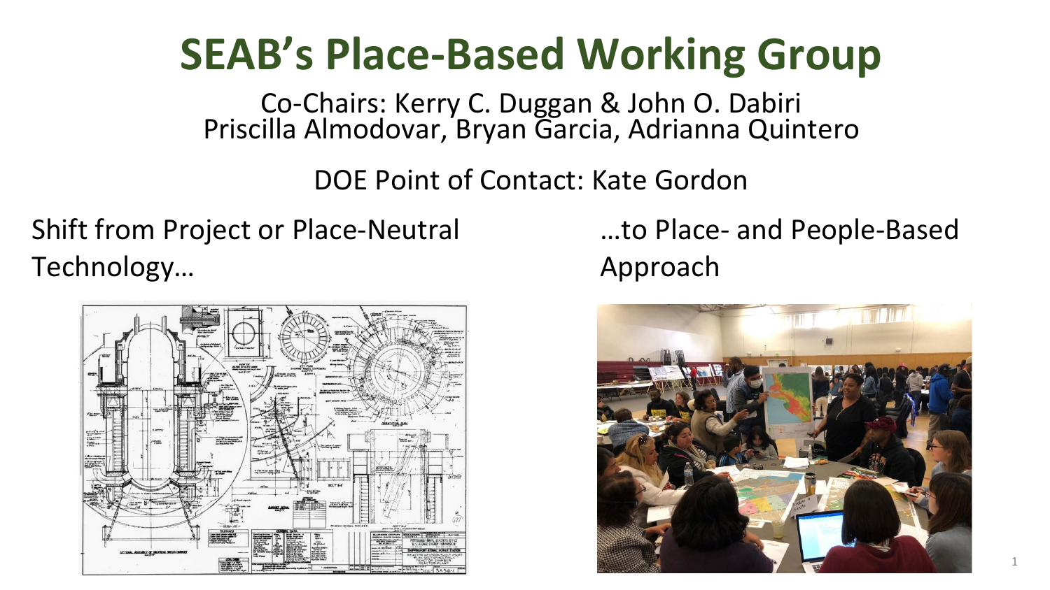# SEAB's Place-Based Working Group

Co-Chairs: Kerry C. Duggan & John O. Dabiri
Priscilla Almodovar, Bryan Garcia, Adrianna Quintero

DOE Point of Contact: Kate Gordon

Shift from Project or Place-Neutral Technology…

…to Place- and People-Based Approach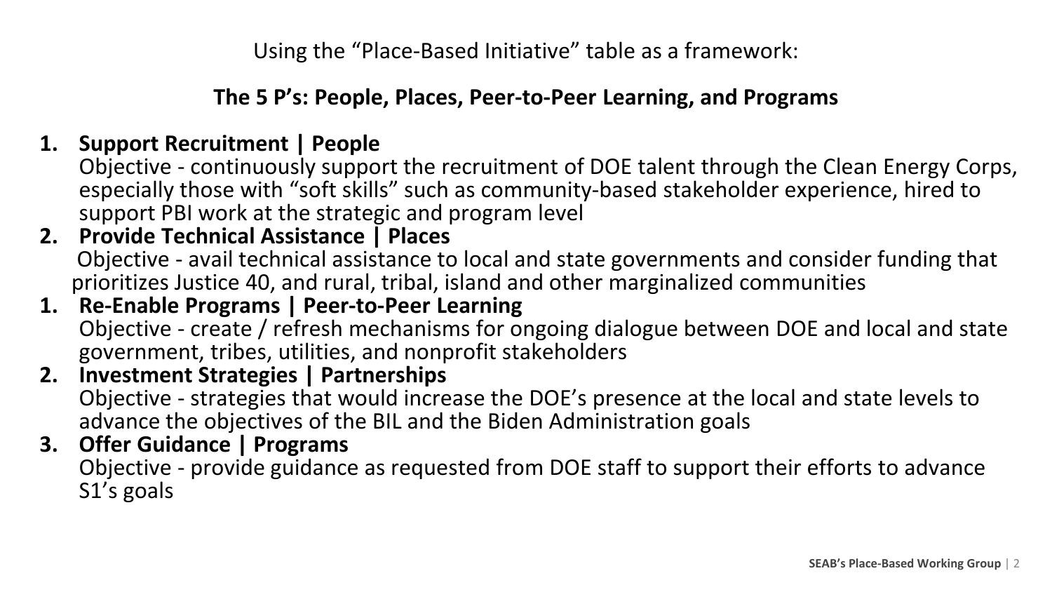Using the “Place-Based Initiative” table as a framework:

**The 5 P’s: People, Places, Peer-to-Peer Learning, and Programs**

1. **Support Recruitment | People**
   Objective - continuously support the recruitment of DOE talent through the Clean Energy Corps, especially those with “soft skills” such as community-based stakeholder experience, hired to support PBI work at the strategic and program level
2. **Provide Technical Assistance | Places**
   Objective - avail technical assistance to local and state governments and consider funding that prioritizes Justice 40, and rural, tribal, island and other marginalized communities
1. **Re-Enable Programs | Peer-to-Peer Learning**
   Objective - create / refresh mechanisms for ongoing dialogue between DOE and local and state government, tribes, utilities, and nonprofit stakeholders
2. **Investment Strategies | Partnerships**
   Objective - strategies that would increase the DOE’s presence at the local and state levels to advance the objectives of the BIL and the Biden Administration goals
3. **Offer Guidance | Programs**
   Objective - provide guidance as requested from DOE staff to support their efforts to advance S1’s goals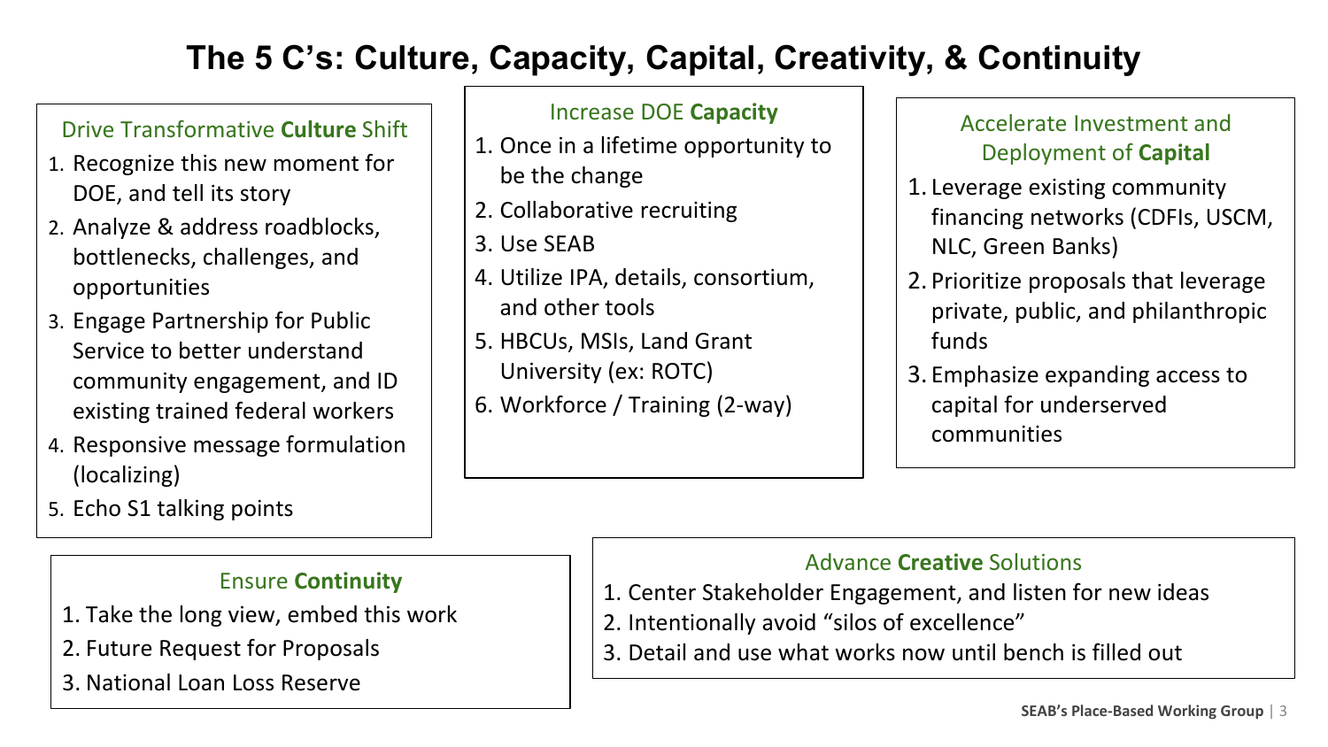# The 5 C's: Culture, Capacity, Capital, Creativity, & Continuity

## Drive Transformative **Culture** Shift

1. Recognize this new moment for DOE, and tell its story
2. Analyze & address roadblocks, bottlenecks, challenges, and opportunities
3. Engage Partnership for Public Service to better understand community engagement, and ID existing trained federal workers
4. Responsive message formulation (localizing)
5. Echo S1 talking points

## Increase DOE **Capacity**

1. Once in a lifetime opportunity to be the change
2. Collaborative recruiting
3. Use SEAB
4. Utilize IPA, details, consortium, and other tools
5. HBCUs, MSIs, Land Grant University (ex: ROTC)
6. Workforce / Training (2-way)

## Accelerate Investment and Deployment of **Capital**

1. Leverage existing community financing networks (CDFIs, USCM, NLC, Green Banks)
2. Prioritize proposals that leverage private, public, and philanthropic funds
3. Emphasize expanding access to capital for underserved communities

## Ensure **Continuity**

1. Take the long view, embed this work
2. Future Request for Proposals
3. National Loan Loss Reserve

## Advance **Creative** Solutions

1. Center Stakeholder Engagement, and listen for new ideas
2. Intentionally avoid "silos of excellence"
3. Detail and use what works now until bench is filled out